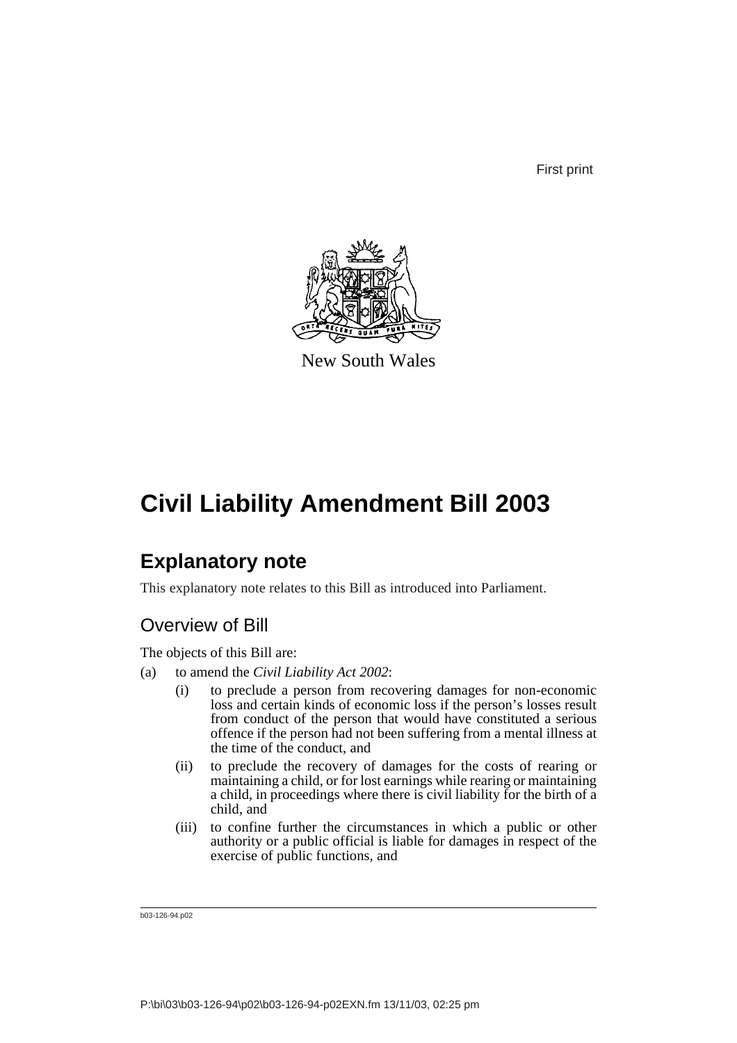First print

New South Wales

# Civil Liability Amendment Bill 2003

## Explanatory note

This explanatory note relates to this Bill as introduced into Parliament.

### Overview of Bill

The objects of this Bill are:

(a) to amend the *Civil Liability Act 2002*:

 (i) to preclude a person from recovering damages for non-economic loss and certain kinds of economic loss if the person's losses result from conduct of the person that would have constituted a serious offence if the person had not been suffering from a mental illness at the time of the conduct, and

 (ii) to preclude the recovery of damages for the costs of rearing or maintaining a child, or for lost earnings while rearing or maintaining a child, in proceedings where there is civil liability for the birth of a child, and

 (iii) to confine further the circumstances in which a public or other authority or a public official is liable for damages in respect of the exercise of public functions, and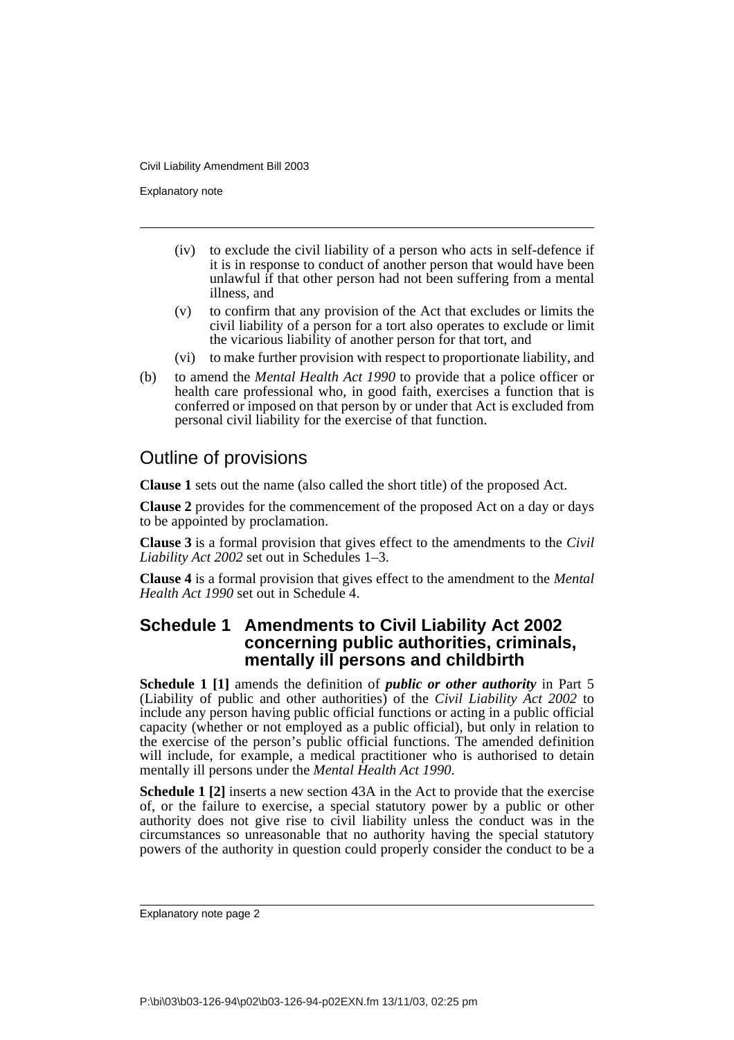(iv) to exclude the civil liability of a person who acts in self-defence if it is in response to conduct of another person that would have been unlawful if that other person had not been suffering from a mental illness, and

(v) to confirm that any provision of the Act that excludes or limits the civil liability of a person for a tort also operates to exclude or limit the vicarious liability of another person for that tort, and

(vi) to make further provision with respect to proportionate liability, and

(b) to amend the *Mental Health Act 1990* to provide that a police officer or health care professional who, in good faith, exercises a function that is conferred or imposed on that person by or under that Act is excluded from personal civil liability for the exercise of that function.

## Outline of provisions

**Clause 1** sets out the name (also called the short title) of the proposed Act.

**Clause 2** provides for the commencement of the proposed Act on a day or days to be appointed by proclamation.

**Clause 3** is a formal provision that gives effect to the amendments to the *Civil Liability Act 2002* set out in Schedules 1–3.

**Clause 4** is a formal provision that gives effect to the amendment to the *Mental Health Act 1990* set out in Schedule 4.

### Schedule 1 Amendments to Civil Liability Act 2002 concerning public authorities, criminals, mentally ill persons and childbirth

**Schedule 1 [1]** amends the definition of ***public or other authority*** in Part 5 (Liability of public and other authorities) of the *Civil Liability Act 2002* to include any person having public official functions or acting in a public official capacity (whether or not employed as a public official), but only in relation to the exercise of the person's public official functions. The amended definition will include, for example, a medical practitioner who is authorised to detain mentally ill persons under the *Mental Health Act 1990*.

**Schedule 1 [2]** inserts a new section 43A in the Act to provide that the exercise of, or the failure to exercise, a special statutory power by a public or other authority does not give rise to civil liability unless the conduct was in the circumstances so unreasonable that no authority having the special statutory powers of the authority in question could properly consider the conduct to be a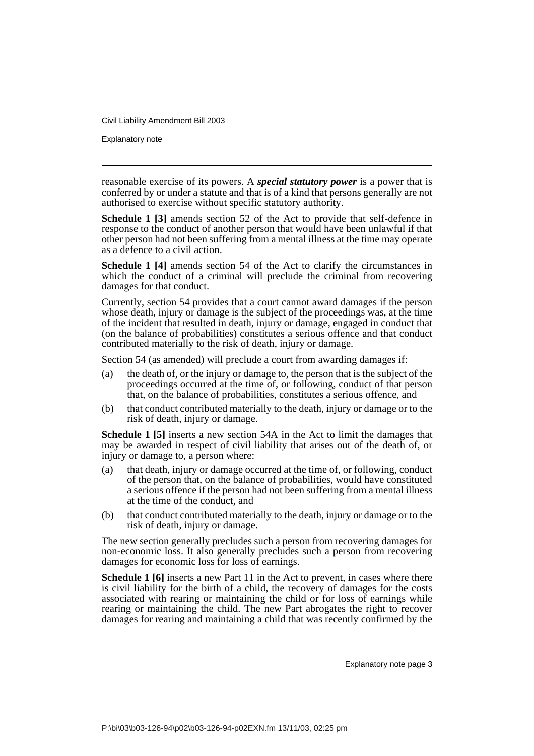reasonable exercise of its powers. A ***special statutory power*** is a power that is conferred by or under a statute and that is of a kind that persons generally are not authorised to exercise without specific statutory authority.

**Schedule 1 [3]** amends section 52 of the Act to provide that self-defence in response to the conduct of another person that would have been unlawful if that other person had not been suffering from a mental illness at the time may operate as a defence to a civil action.

**Schedule 1 [4]** amends section 54 of the Act to clarify the circumstances in which the conduct of a criminal will preclude the criminal from recovering damages for that conduct.

Currently, section 54 provides that a court cannot award damages if the person whose death, injury or damage is the subject of the proceedings was, at the time of the incident that resulted in death, injury or damage, engaged in conduct that (on the balance of probabilities) constitutes a serious offence and that conduct contributed materially to the risk of death, injury or damage.

Section 54 (as amended) will preclude a court from awarding damages if:

(a) the death of, or the injury or damage to, the person that is the subject of the proceedings occurred at the time of, or following, conduct of that person that, on the balance of probabilities, constitutes a serious offence, and

(b) that conduct contributed materially to the death, injury or damage or to the risk of death, injury or damage.

**Schedule 1 [5]** inserts a new section 54A in the Act to limit the damages that may be awarded in respect of civil liability that arises out of the death of, or injury or damage to, a person where:

(a) that death, injury or damage occurred at the time of, or following, conduct of the person that, on the balance of probabilities, would have constituted a serious offence if the person had not been suffering from a mental illness at the time of the conduct, and

(b) that conduct contributed materially to the death, injury or damage or to the risk of death, injury or damage.

The new section generally precludes such a person from recovering damages for non-economic loss. It also generally precludes such a person from recovering damages for economic loss for loss of earnings.

**Schedule 1 [6]** inserts a new Part 11 in the Act to prevent, in cases where there is civil liability for the birth of a child, the recovery of damages for the costs associated with rearing or maintaining the child or for loss of earnings while rearing or maintaining the child. The new Part abrogates the right to recover damages for rearing and maintaining a child that was recently confirmed by the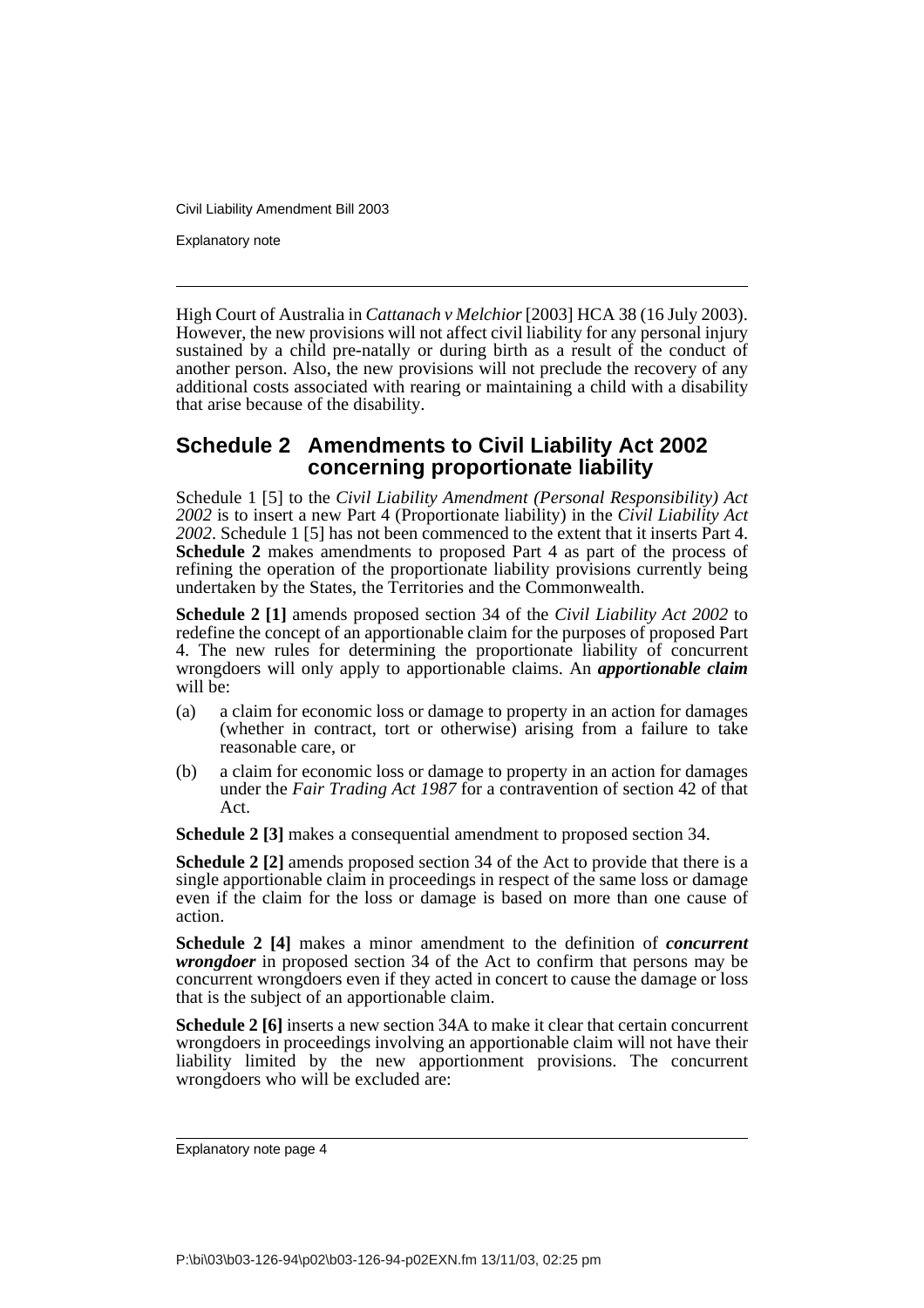High Court of Australia in *Cattanach v Melchior* [2003] HCA 38 (16 July 2003). However, the new provisions will not affect civil liability for any personal injury sustained by a child pre-natally or during birth as a result of the conduct of another person. Also, the new provisions will not preclude the recovery of any additional costs associated with rearing or maintaining a child with a disability that arise because of the disability.

## Schedule 2 Amendments to Civil Liability Act 2002 concerning proportionate liability

Schedule 1 [5] to the *Civil Liability Amendment (Personal Responsibility) Act 2002* is to insert a new Part 4 (Proportionate liability) in the *Civil Liability Act 2002*. Schedule 1 [5] has not been commenced to the extent that it inserts Part 4. **Schedule 2** makes amendments to proposed Part 4 as part of the process of refining the operation of the proportionate liability provisions currently being undertaken by the States, the Territories and the Commonwealth.

**Schedule 2 [1]** amends proposed section 34 of the *Civil Liability Act 2002* to redefine the concept of an apportionable claim for the purposes of proposed Part 4. The new rules for determining the proportionate liability of concurrent wrongdoers will only apply to apportionable claims. An ***apportionable claim*** will be:

(a) a claim for economic loss or damage to property in an action for damages (whether in contract, tort or otherwise) arising from a failure to take reasonable care, or

(b) a claim for economic loss or damage to property in an action for damages under the *Fair Trading Act 1987* for a contravention of section 42 of that Act.

**Schedule 2 [3]** makes a consequential amendment to proposed section 34.

**Schedule 2 [2]** amends proposed section 34 of the Act to provide that there is a single apportionable claim in proceedings in respect of the same loss or damage even if the claim for the loss or damage is based on more than one cause of action.

**Schedule 2 [4]** makes a minor amendment to the definition of ***concurrent wrongdoer*** in proposed section 34 of the Act to confirm that persons may be concurrent wrongdoers even if they acted in concert to cause the damage or loss that is the subject of an apportionable claim.

**Schedule 2 [6]** inserts a new section 34A to make it clear that certain concurrent wrongdoers in proceedings involving an apportionable claim will not have their liability limited by the new apportionment provisions. The concurrent wrongdoers who will be excluded are: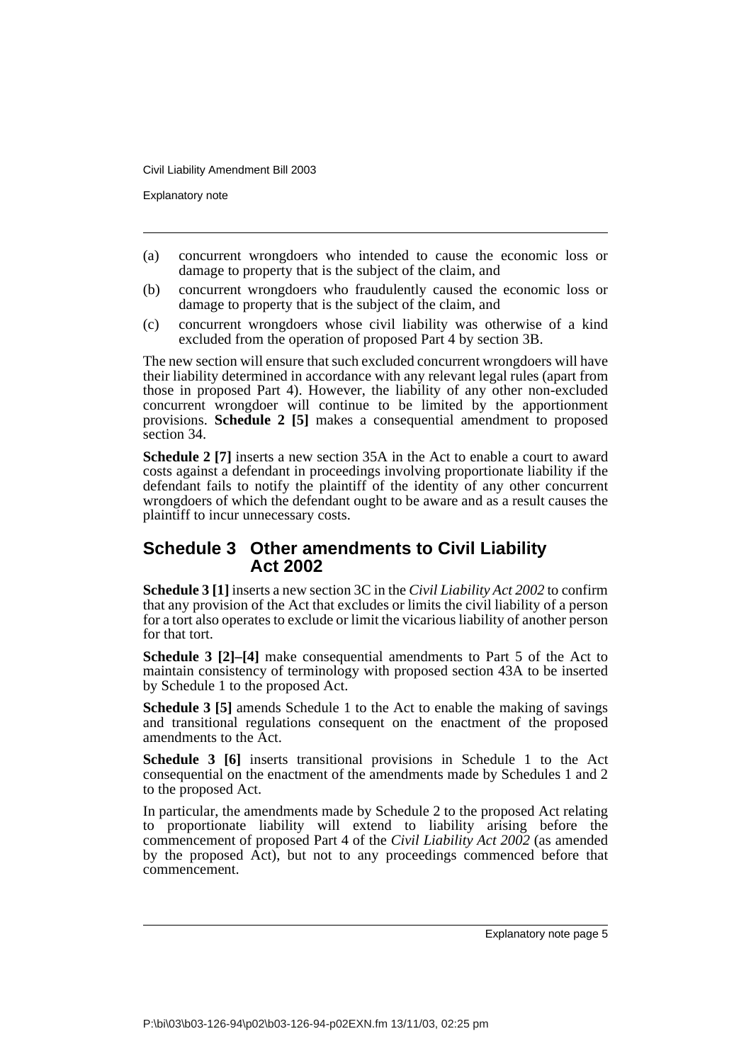(a) concurrent wrongdoers who intended to cause the economic loss or damage to property that is the subject of the claim, and

(b) concurrent wrongdoers who fraudulently caused the economic loss or damage to property that is the subject of the claim, and

(c) concurrent wrongdoers whose civil liability was otherwise of a kind excluded from the operation of proposed Part 4 by section 3B.

The new section will ensure that such excluded concurrent wrongdoers will have their liability determined in accordance with any relevant legal rules (apart from those in proposed Part 4). However, the liability of any other non-excluded concurrent wrongdoer will continue to be limited by the apportionment provisions. **Schedule 2 [5]** makes a consequential amendment to proposed section 34.

**Schedule 2 [7]** inserts a new section 35A in the Act to enable a court to award costs against a defendant in proceedings involving proportionate liability if the defendant fails to notify the plaintiff of the identity of any other concurrent wrongdoers of which the defendant ought to be aware and as a result causes the plaintiff to incur unnecessary costs.

## Schedule 3 Other amendments to Civil Liability Act 2002

**Schedule 3 [1]** inserts a new section 3C in the *Civil Liability Act 2002* to confirm that any provision of the Act that excludes or limits the civil liability of a person for a tort also operates to exclude or limit the vicarious liability of another person for that tort.

**Schedule 3 [2]–[4]** make consequential amendments to Part 5 of the Act to maintain consistency of terminology with proposed section 43A to be inserted by Schedule 1 to the proposed Act.

**Schedule 3 [5]** amends Schedule 1 to the Act to enable the making of savings and transitional regulations consequent on the enactment of the proposed amendments to the Act.

**Schedule 3 [6]** inserts transitional provisions in Schedule 1 to the Act consequential on the enactment of the amendments made by Schedules 1 and 2 to the proposed Act.

In particular, the amendments made by Schedule 2 to the proposed Act relating to proportionate liability will extend to liability arising before the commencement of proposed Part 4 of the *Civil Liability Act 2002* (as amended by the proposed Act), but not to any proceedings commenced before that commencement.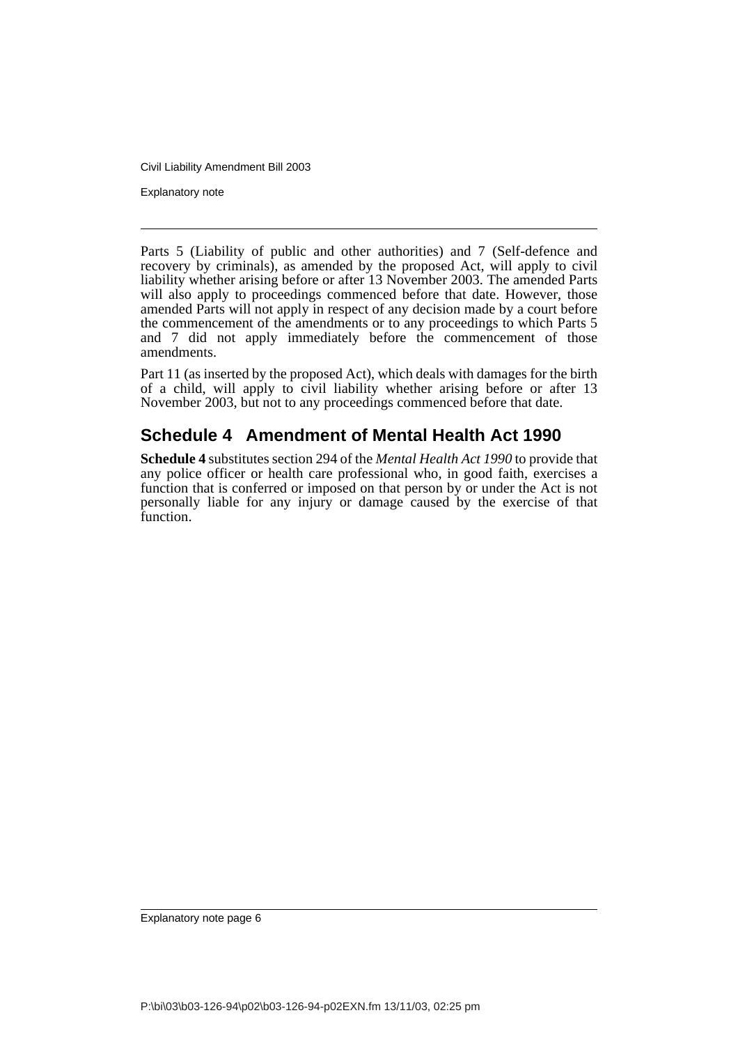Parts 5 (Liability of public and other authorities) and 7 (Self-defence and recovery by criminals), as amended by the proposed Act, will apply to civil liability whether arising before or after 13 November 2003. The amended Parts will also apply to proceedings commenced before that date. However, those amended Parts will not apply in respect of any decision made by a court before the commencement of the amendments or to any proceedings to which Parts 5 and 7 did not apply immediately before the commencement of those amendments.

Part 11 (as inserted by the proposed Act), which deals with damages for the birth of a child, will apply to civil liability whether arising before or after 13 November 2003, but not to any proceedings commenced before that date.

## Schedule 4 Amendment of Mental Health Act 1990

**Schedule 4** substitutes section 294 of the *Mental Health Act 1990* to provide that any police officer or health care professional who, in good faith, exercises a function that is conferred or imposed on that person by or under the Act is not personally liable for any injury or damage caused by the exercise of that function.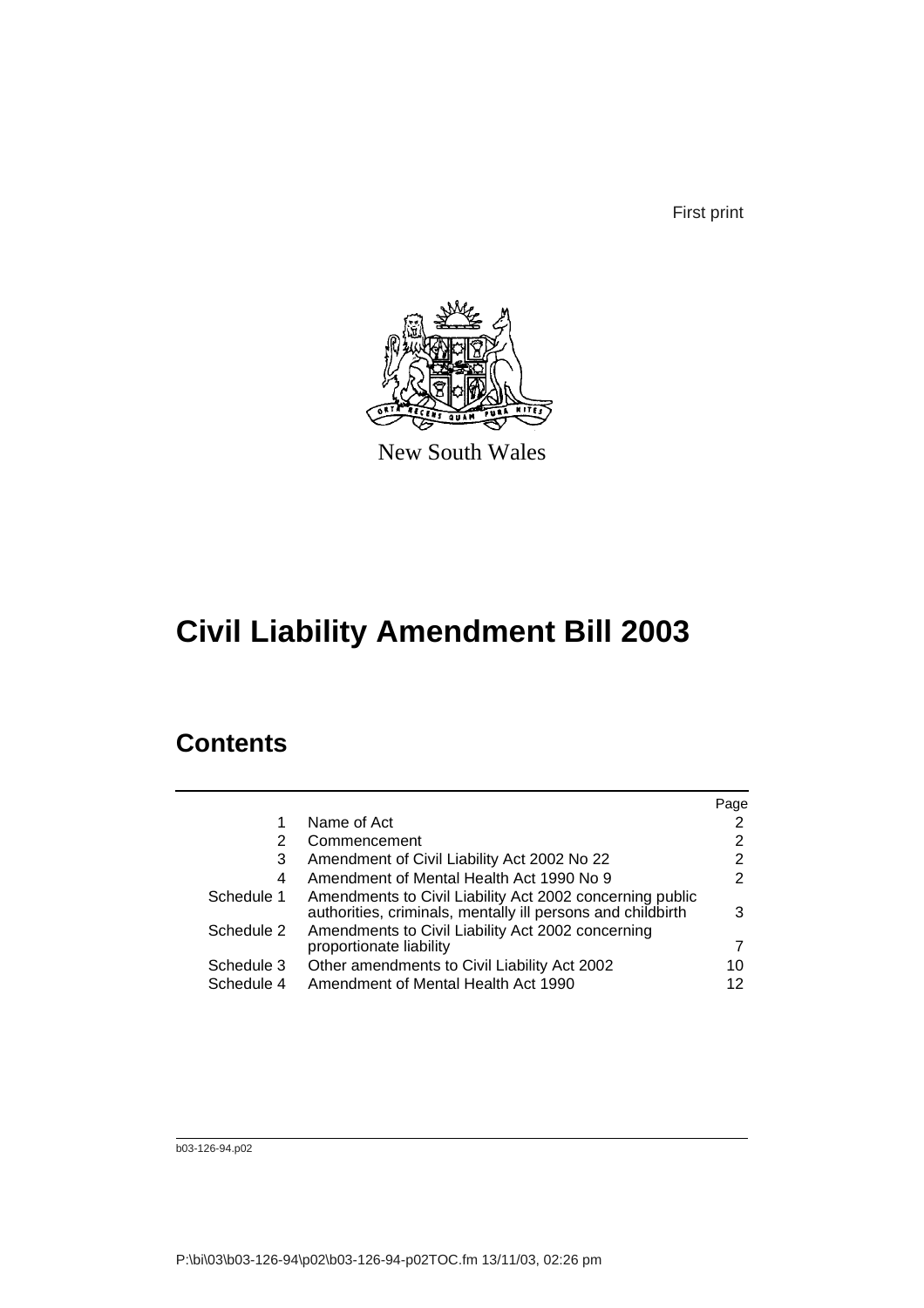First print

New South Wales

# Civil Liability Amendment Bill 2003

## Contents

| | | Page |
|---|---|---|
| 1 | Name of Act | 2 |
| 2 | Commencement | 2 |
| 3 | Amendment of Civil Liability Act 2002 No 22 | 2 |
| 4 | Amendment of Mental Health Act 1990 No 9 | 2 |
| Schedule 1 | Amendments to Civil Liability Act 2002 concerning public authorities, criminals, mentally ill persons and childbirth | 3 |
| Schedule 2 | Amendments to Civil Liability Act 2002 concerning proportionate liability | 7 |
| Schedule 3 | Other amendments to Civil Liability Act 2002 | 10 |
| Schedule 4 | Amendment of Mental Health Act 1990 | 12 |

b03-126-94.p02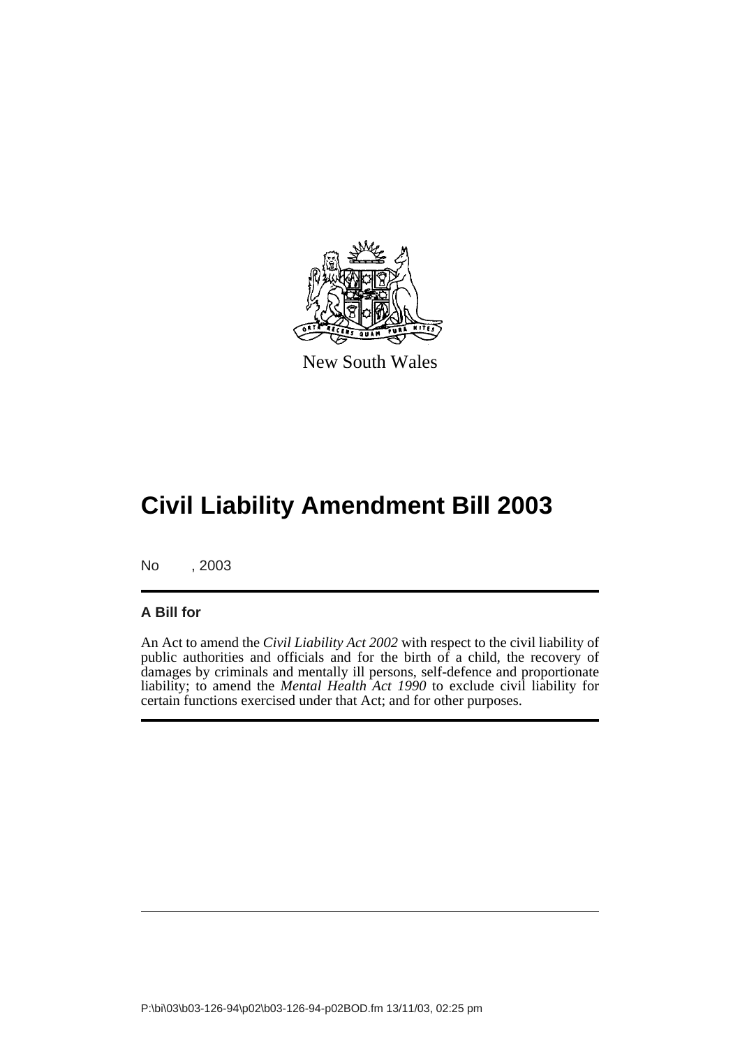New South Wales

# Civil Liability Amendment Bill 2003

No , 2003

**A Bill for**

An Act to amend the *Civil Liability Act 2002* with respect to the civil liability of public authorities and officials and for the birth of a child, the recovery of damages by criminals and mentally ill persons, self-defence and proportionate liability; to amend the *Mental Health Act 1990* to exclude civil liability for certain functions exercised under that Act; and for other purposes.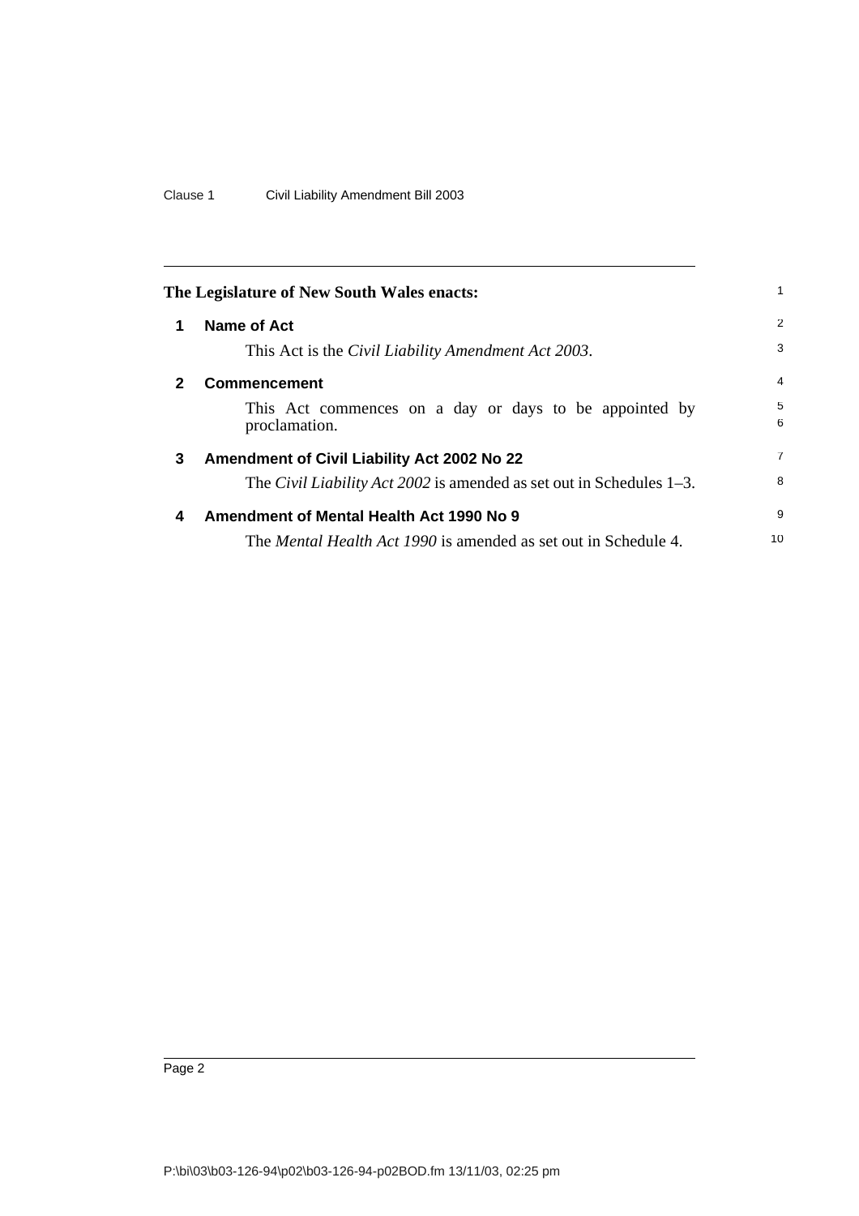**The Legislature of New South Wales enacts:**

### 1 Name of Act

This Act is the *Civil Liability Amendment Act 2003*.

### 2 Commencement

This Act commences on a day or days to be appointed by proclamation.

### 3 Amendment of Civil Liability Act 2002 No 22

The *Civil Liability Act 2002* is amended as set out in Schedules 1–3.

### 4 Amendment of Mental Health Act 1990 No 9

The *Mental Health Act 1990* is amended as set out in Schedule 4.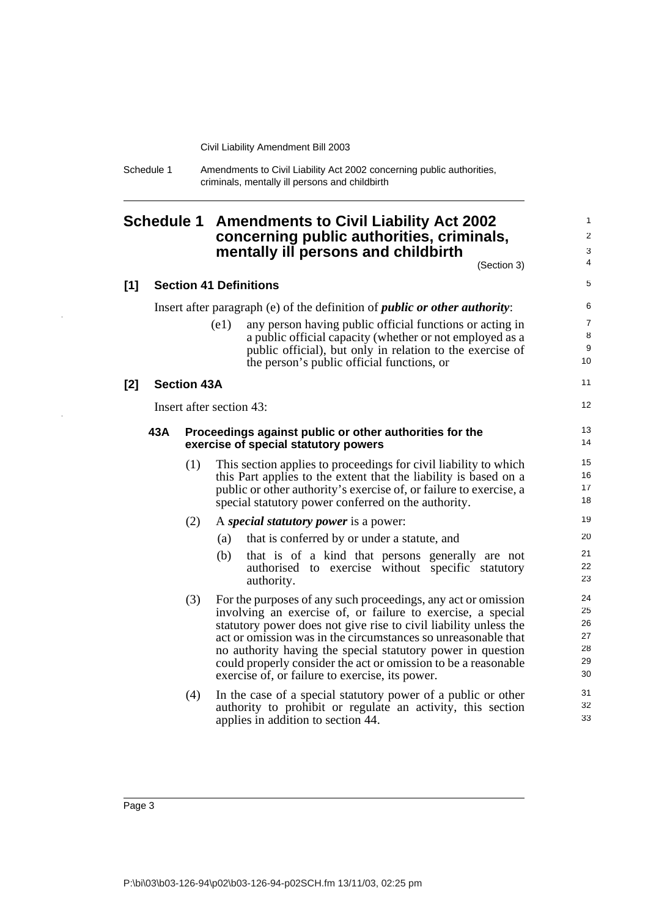# Schedule 1 Amendments to Civil Liability Act 2002 concerning public authorities, criminals, mentally ill persons and childbirth

(Section 3)

## [1] Section 41 Definitions

Insert after paragraph (e) of the definition of ***public or other authority***:

(e1) any person having public official functions or acting in a public official capacity (whether or not employed as a public official), but only in relation to the exercise of the person's public official functions, or

## [2] Section 43A

Insert after section 43:

### 43A Proceedings against public or other authorities for the exercise of special statutory powers

(1) This section applies to proceedings for civil liability to which this Part applies to the extent that the liability is based on a public or other authority's exercise of, or failure to exercise, a special statutory power conferred on the authority.

(2) A ***special statutory power*** is a power:

(a) that is conferred by or under a statute, and

(b) that is of a kind that persons generally are not authorised to exercise without specific statutory authority.

(3) For the purposes of any such proceedings, any act or omission involving an exercise of, or failure to exercise, a special statutory power does not give rise to civil liability unless the act or omission was in the circumstances so unreasonable that no authority having the special statutory power in question could properly consider the act or omission to be a reasonable exercise of, or failure to exercise, its power.

(4) In the case of a special statutory power of a public or other authority to prohibit or regulate an activity, this section applies in addition to section 44.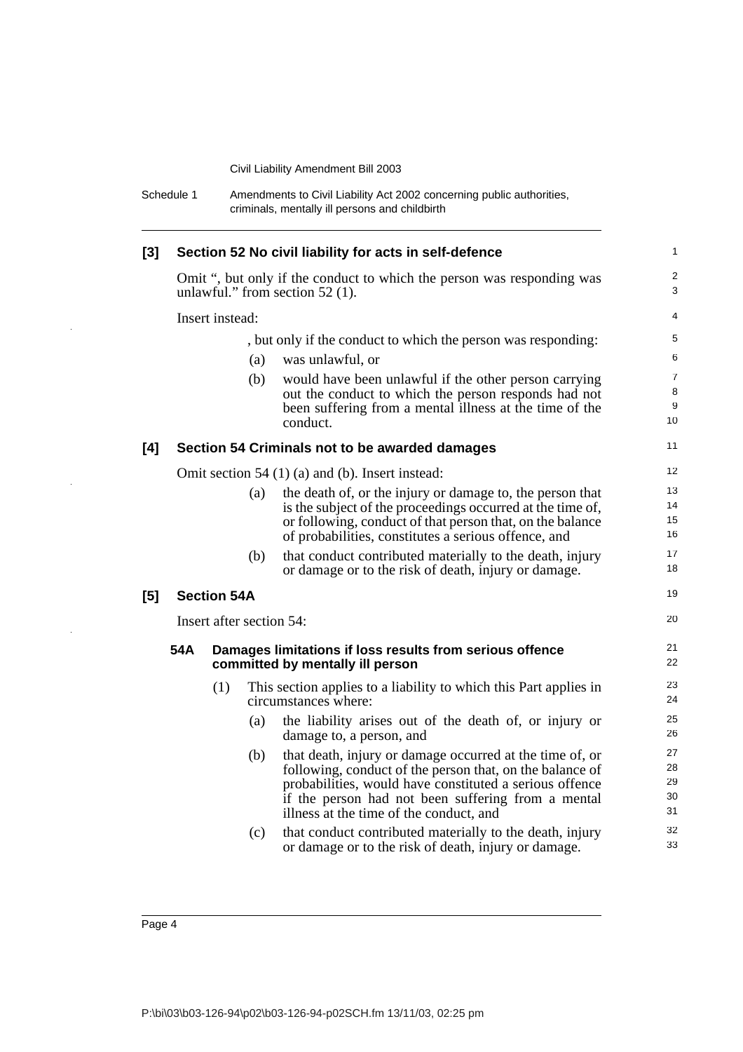## [3] Section 52 No civil liability for acts in self-defence

Omit ", but only if the conduct to which the person was responding was unlawful." from section 52 (1).

Insert instead:

, but only if the conduct to which the person was responding:

(a) was unlawful, or

(b) would have been unlawful if the other person carrying out the conduct to which the person responds had not been suffering from a mental illness at the time of the conduct.

## [4] Section 54 Criminals not to be awarded damages

Omit section 54 (1) (a) and (b). Insert instead:

(a) the death of, or the injury or damage to, the person that is the subject of the proceedings occurred at the time of, or following, conduct of that person that, on the balance of probabilities, constitutes a serious offence, and

(b) that conduct contributed materially to the death, injury or damage or to the risk of death, injury or damage.

## [5] Section 54A

Insert after section 54:

### 54A Damages limitations if loss results from serious offence committed by mentally ill person

(1) This section applies to a liability to which this Part applies in circumstances where:

(a) the liability arises out of the death of, or injury or damage to, a person, and

(b) that death, injury or damage occurred at the time of, or following, conduct of the person that, on the balance of probabilities, would have constituted a serious offence if the person had not been suffering from a mental illness at the time of the conduct, and

(c) that conduct contributed materially to the death, injury or damage or to the risk of death, injury or damage.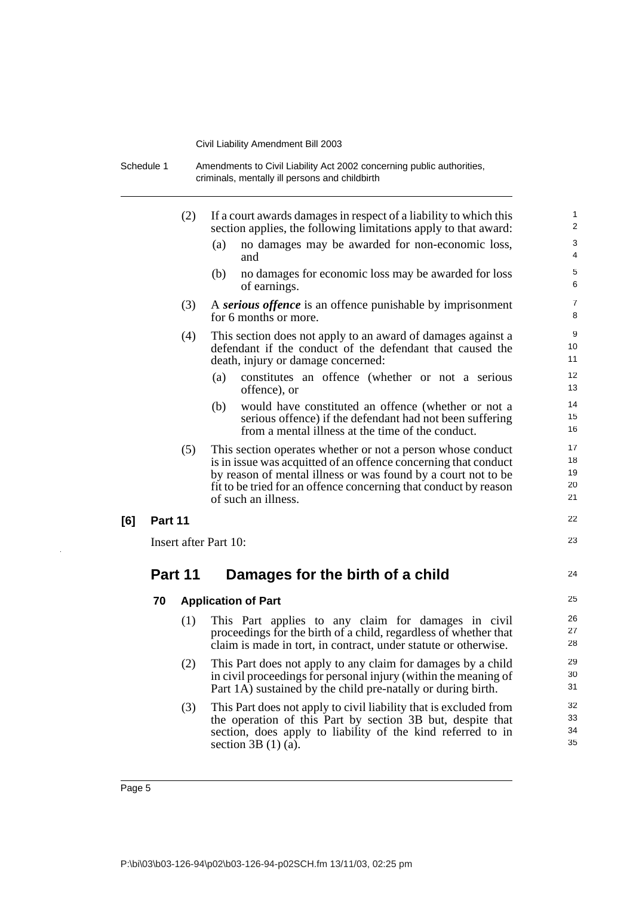(2) If a court awards damages in respect of a liability to which this section applies, the following limitations apply to that award:

(a) no damages may be awarded for non-economic loss, and

(b) no damages for economic loss may be awarded for loss of earnings.

(3) A ***serious offence*** is an offence punishable by imprisonment for 6 months or more.

(4) This section does not apply to an award of damages against a defendant if the conduct of the defendant that caused the death, injury or damage concerned:

(a) constitutes an offence (whether or not a serious offence), or

(b) would have constituted an offence (whether or not a serious offence) if the defendant had not been suffering from a mental illness at the time of the conduct.

(5) This section operates whether or not a person whose conduct is in issue was acquitted of an offence concerning that conduct by reason of mental illness or was found by a court not to be fit to be tried for an offence concerning that conduct by reason of such an illness.

**[6] Part 11**

Insert after Part 10:

## Part 11 Damages for the birth of a child

### 70 Application of Part

(1) This Part applies to any claim for damages in civil proceedings for the birth of a child, regardless of whether that claim is made in tort, in contract, under statute or otherwise.

(2) This Part does not apply to any claim for damages by a child in civil proceedings for personal injury (within the meaning of Part 1A) sustained by the child pre-natally or during birth.

(3) This Part does not apply to civil liability that is excluded from the operation of this Part by section 3B but, despite that section, does apply to liability of the kind referred to in section 3B (1) (a).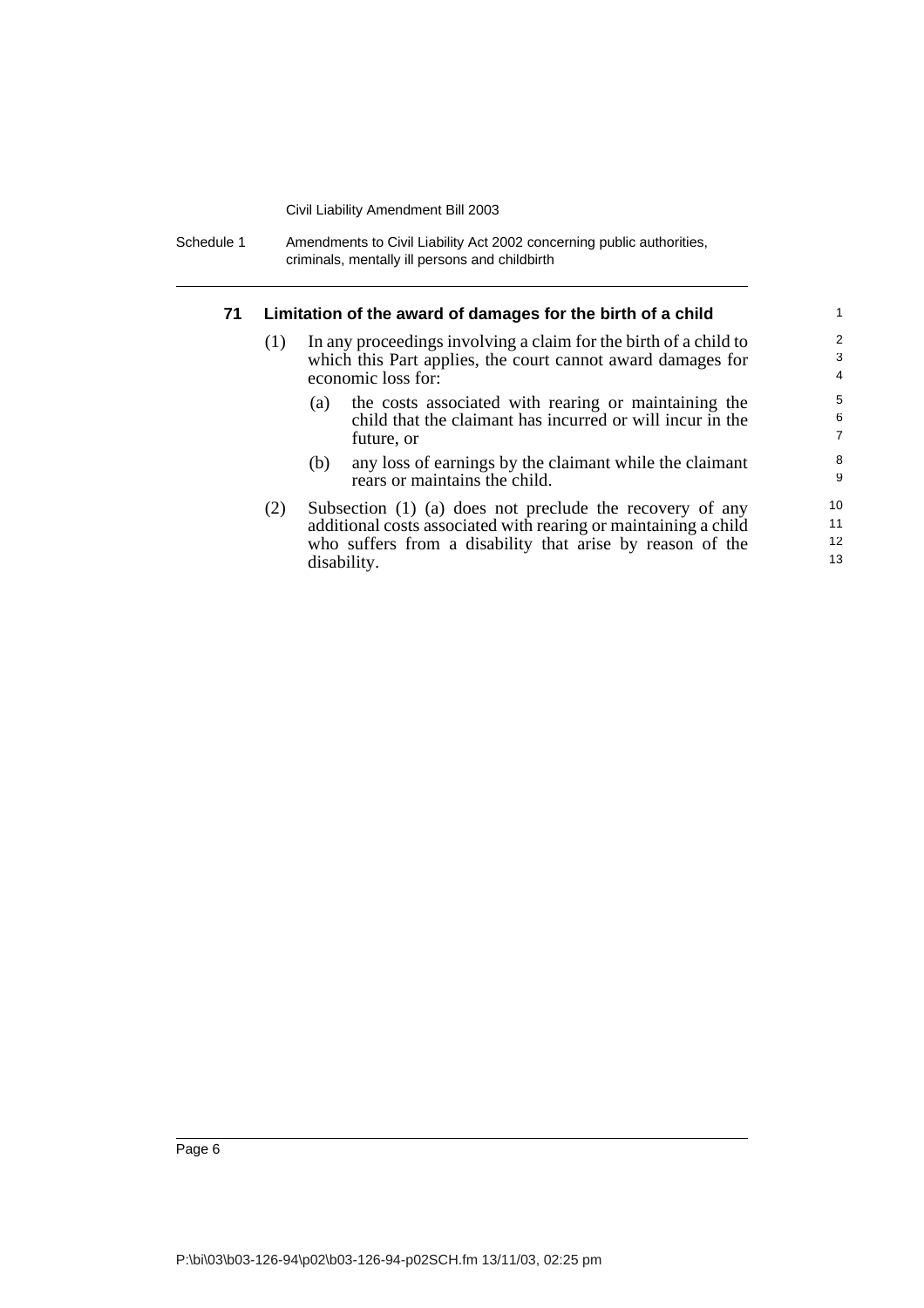### 71 Limitation of the award of damages for the birth of a child

(1) In any proceedings involving a claim for the birth of a child to which this Part applies, the court cannot award damages for economic loss for:

- (a) the costs associated with rearing or maintaining the child that the claimant has incurred or will incur in the future, or
- (b) any loss of earnings by the claimant while the claimant rears or maintains the child.

(2) Subsection (1) (a) does not preclude the recovery of any additional costs associated with rearing or maintaining a child who suffers from a disability that arise by reason of the disability.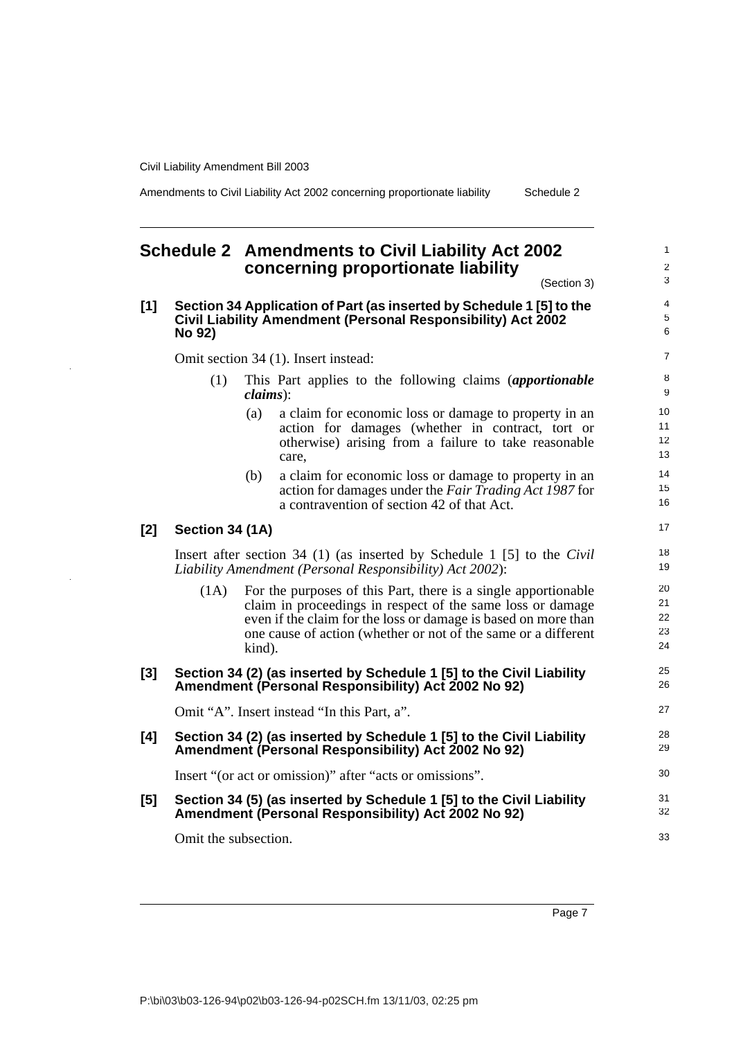## Schedule 2 Amendments to Civil Liability Act 2002 concerning proportionate liability

(Section 3)

**[1] Section 34 Application of Part (as inserted by Schedule 1 [5] to the Civil Liability Amendment (Personal Responsibility) Act 2002 No 92)**

Omit section 34 (1). Insert instead:

(1) This Part applies to the following claims (***apportionable claims***):

(a) a claim for economic loss or damage to property in an action for damages (whether in contract, tort or otherwise) arising from a failure to take reasonable care,

(b) a claim for economic loss or damage to property in an action for damages under the *Fair Trading Act 1987* for a contravention of section 42 of that Act.

**[2] Section 34 (1A)**

Insert after section 34 (1) (as inserted by Schedule 1 [5] to the *Civil Liability Amendment (Personal Responsibility) Act 2002*):

(1A) For the purposes of this Part, there is a single apportionable claim in proceedings in respect of the same loss or damage even if the claim for the loss or damage is based on more than one cause of action (whether or not of the same or a different kind).

**[3] Section 34 (2) (as inserted by Schedule 1 [5] to the Civil Liability Amendment (Personal Responsibility) Act 2002 No 92)**

Omit "A". Insert instead "In this Part, a".

**[4] Section 34 (2) (as inserted by Schedule 1 [5] to the Civil Liability Amendment (Personal Responsibility) Act 2002 No 92)**

Insert "(or act or omission)" after "acts or omissions".

**[5] Section 34 (5) (as inserted by Schedule 1 [5] to the Civil Liability Amendment (Personal Responsibility) Act 2002 No 92)**

Omit the subsection.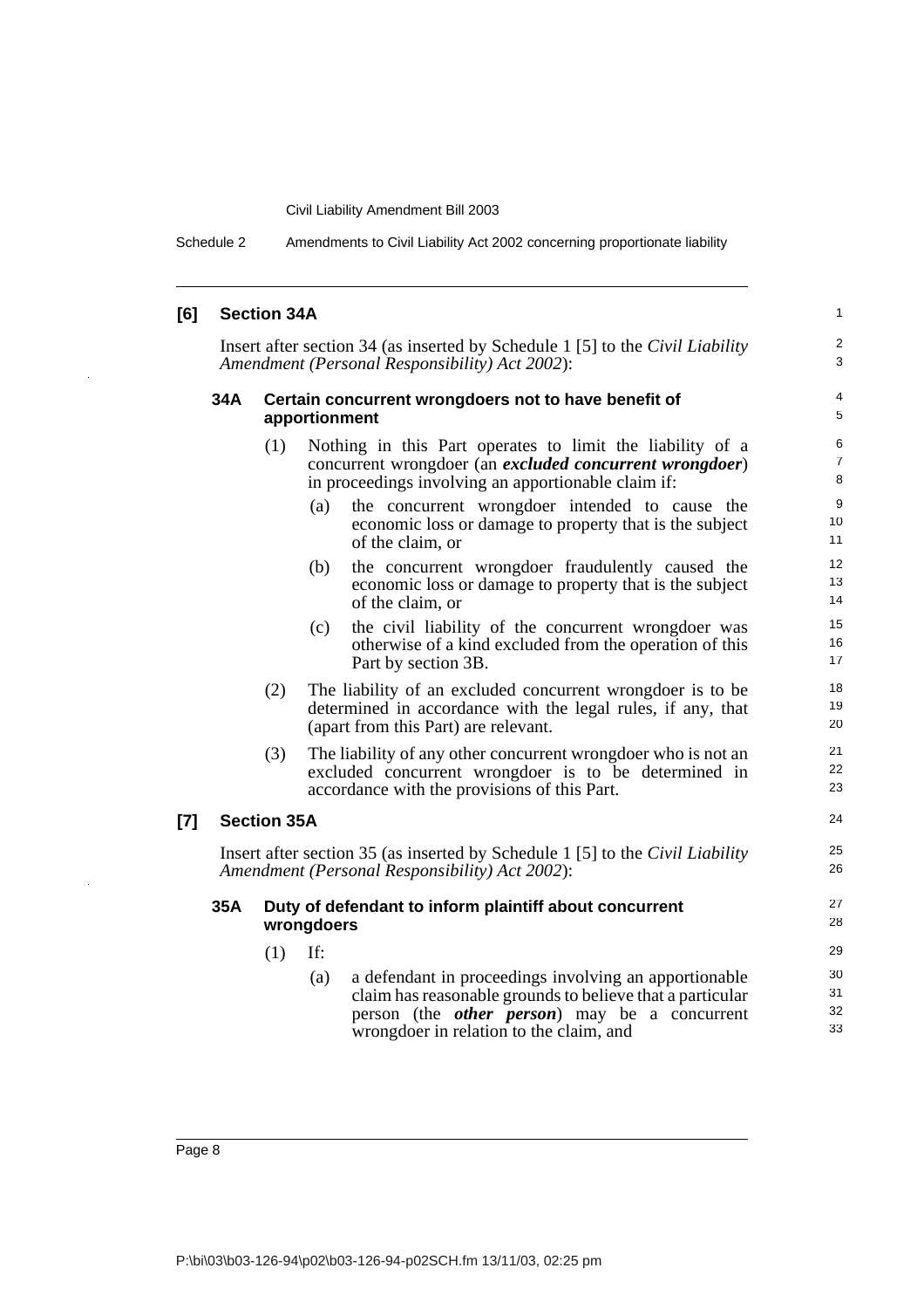**[6] Section 34A**

Insert after section 34 (as inserted by Schedule 1 [5] to the *Civil Liability Amendment (Personal Responsibility) Act 2002*):

**34A Certain concurrent wrongdoers not to have benefit of apportionment**

(1) Nothing in this Part operates to limit the liability of a concurrent wrongdoer (an ***excluded concurrent wrongdoer***) in proceedings involving an apportionable claim if:

(a) the concurrent wrongdoer intended to cause the economic loss or damage to property that is the subject of the claim, or

(b) the concurrent wrongdoer fraudulently caused the economic loss or damage to property that is the subject of the claim, or

(c) the civil liability of the concurrent wrongdoer was otherwise of a kind excluded from the operation of this Part by section 3B.

(2) The liability of an excluded concurrent wrongdoer is to be determined in accordance with the legal rules, if any, that (apart from this Part) are relevant.

(3) The liability of any other concurrent wrongdoer who is not an excluded concurrent wrongdoer is to be determined in accordance with the provisions of this Part.

**[7] Section 35A**

Insert after section 35 (as inserted by Schedule 1 [5] to the *Civil Liability Amendment (Personal Responsibility) Act 2002*):

**35A Duty of defendant to inform plaintiff about concurrent wrongdoers**

(1) If:

(a) a defendant in proceedings involving an apportionable claim has reasonable grounds to believe that a particular person (the ***other person***) may be a concurrent wrongdoer in relation to the claim, and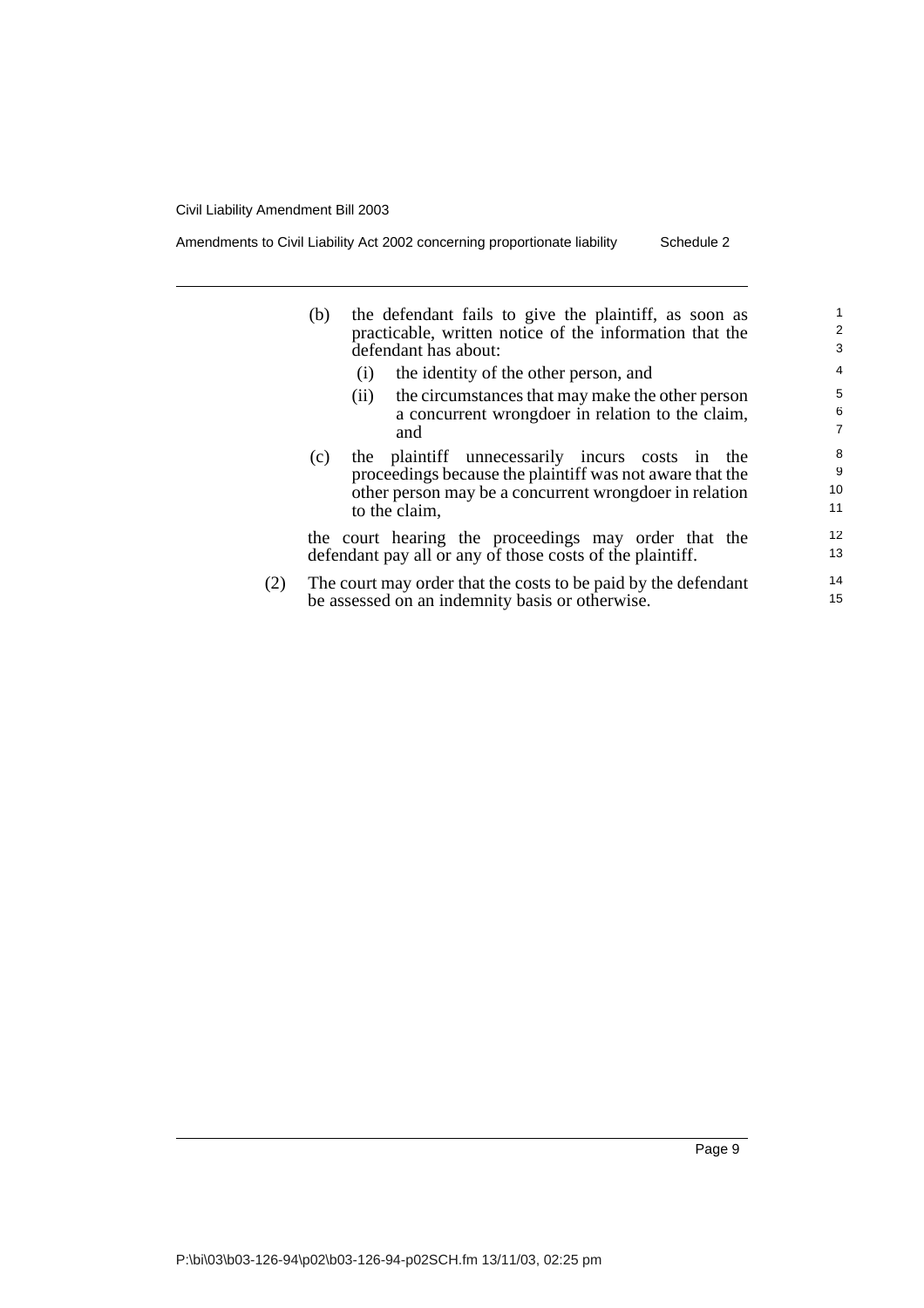(b) the defendant fails to give the plaintiff, as soon as practicable, written notice of the information that the defendant has about:

  (i) the identity of the other person, and

  (ii) the circumstances that may make the other person a concurrent wrongdoer in relation to the claim, and

(c) the plaintiff unnecessarily incurs costs in the proceedings because the plaintiff was not aware that the other person may be a concurrent wrongdoer in relation to the claim,

the court hearing the proceedings may order that the defendant pay all or any of those costs of the plaintiff.

(2) The court may order that the costs to be paid by the defendant be assessed on an indemnity basis or otherwise.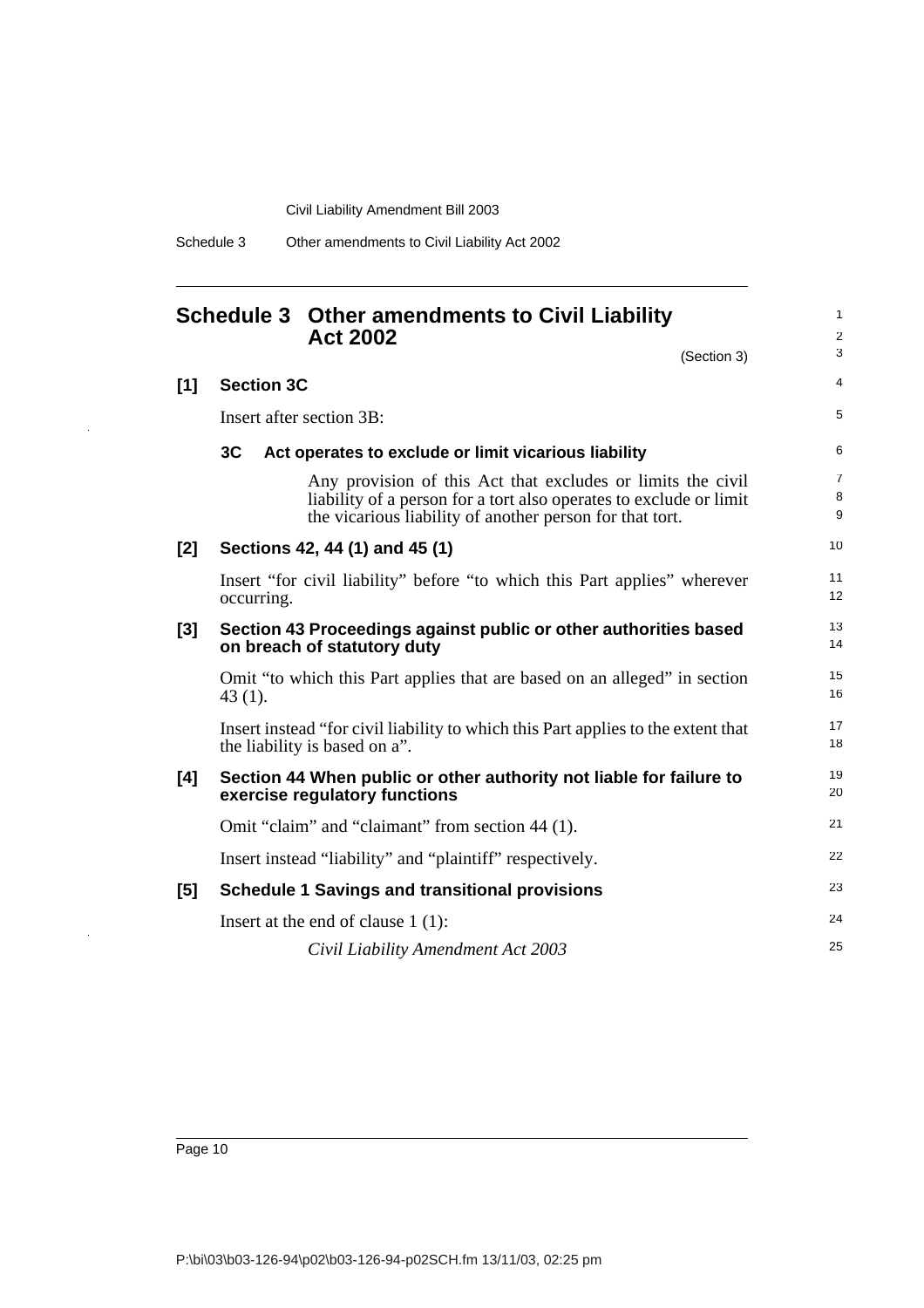## Schedule 3 Other amendments to Civil Liability Act 2002

(Section 3)

**[1] Section 3C**

Insert after section 3B:

**3C Act operates to exclude or limit vicarious liability**

Any provision of this Act that excludes or limits the civil liability of a person for a tort also operates to exclude or limit the vicarious liability of another person for that tort.

**[2] Sections 42, 44 (1) and 45 (1)**

Insert "for civil liability" before "to which this Part applies" wherever occurring.

**[3] Section 43 Proceedings against public or other authorities based on breach of statutory duty**

Omit "to which this Part applies that are based on an alleged" in section 43 (1).

Insert instead "for civil liability to which this Part applies to the extent that the liability is based on a".

**[4] Section 44 When public or other authority not liable for failure to exercise regulatory functions**

Omit "claim" and "claimant" from section 44 (1).

Insert instead "liability" and "plaintiff" respectively.

**[5] Schedule 1 Savings and transitional provisions**

Insert at the end of clause 1 (1):

*Civil Liability Amendment Act 2003*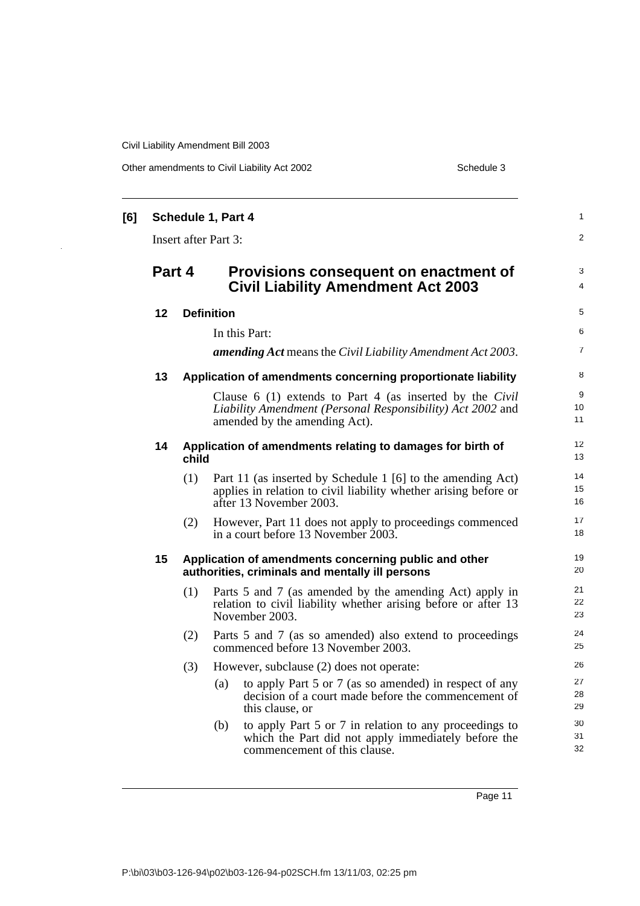**[6] Schedule 1, Part 4**

Insert after Part 3:

## Part 4 Provisions consequent on enactment of Civil Liability Amendment Act 2003

**12 Definition**

In this Part:

***amending Act*** means the *Civil Liability Amendment Act 2003*.

**13 Application of amendments concerning proportionate liability**

Clause 6 (1) extends to Part 4 (as inserted by the *Civil Liability Amendment (Personal Responsibility) Act 2002* and amended by the amending Act).

**14 Application of amendments relating to damages for birth of child**

(1) Part 11 (as inserted by Schedule 1 [6] to the amending Act) applies in relation to civil liability whether arising before or after 13 November 2003.

(2) However, Part 11 does not apply to proceedings commenced in a court before 13 November 2003.

**15 Application of amendments concerning public and other authorities, criminals and mentally ill persons**

(1) Parts 5 and 7 (as amended by the amending Act) apply in relation to civil liability whether arising before or after 13 November 2003.

(2) Parts 5 and 7 (as so amended) also extend to proceedings commenced before 13 November 2003.

(3) However, subclause (2) does not operate:

(a) to apply Part 5 or 7 (as so amended) in respect of any decision of a court made before the commencement of this clause, or

(b) to apply Part 5 or 7 in relation to any proceedings to which the Part did not apply immediately before the commencement of this clause.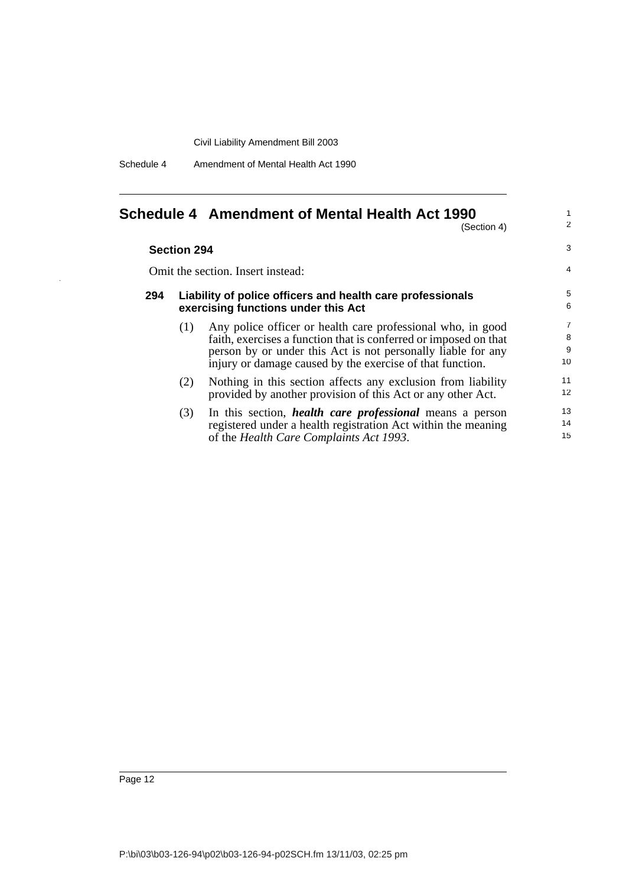# Schedule 4 Amendment of Mental Health Act 1990

(Section 4)

**Section 294**

Omit the section. Insert instead:

### 294 Liability of police officers and health care professionals exercising functions under this Act

(1) Any police officer or health care professional who, in good faith, exercises a function that is conferred or imposed on that person by or under this Act is not personally liable for any injury or damage caused by the exercise of that function.

(2) Nothing in this section affects any exclusion from liability provided by another provision of this Act or any other Act.

(3) In this section, ***health care professional*** means a person registered under a health registration Act within the meaning of the *Health Care Complaints Act 1993*.